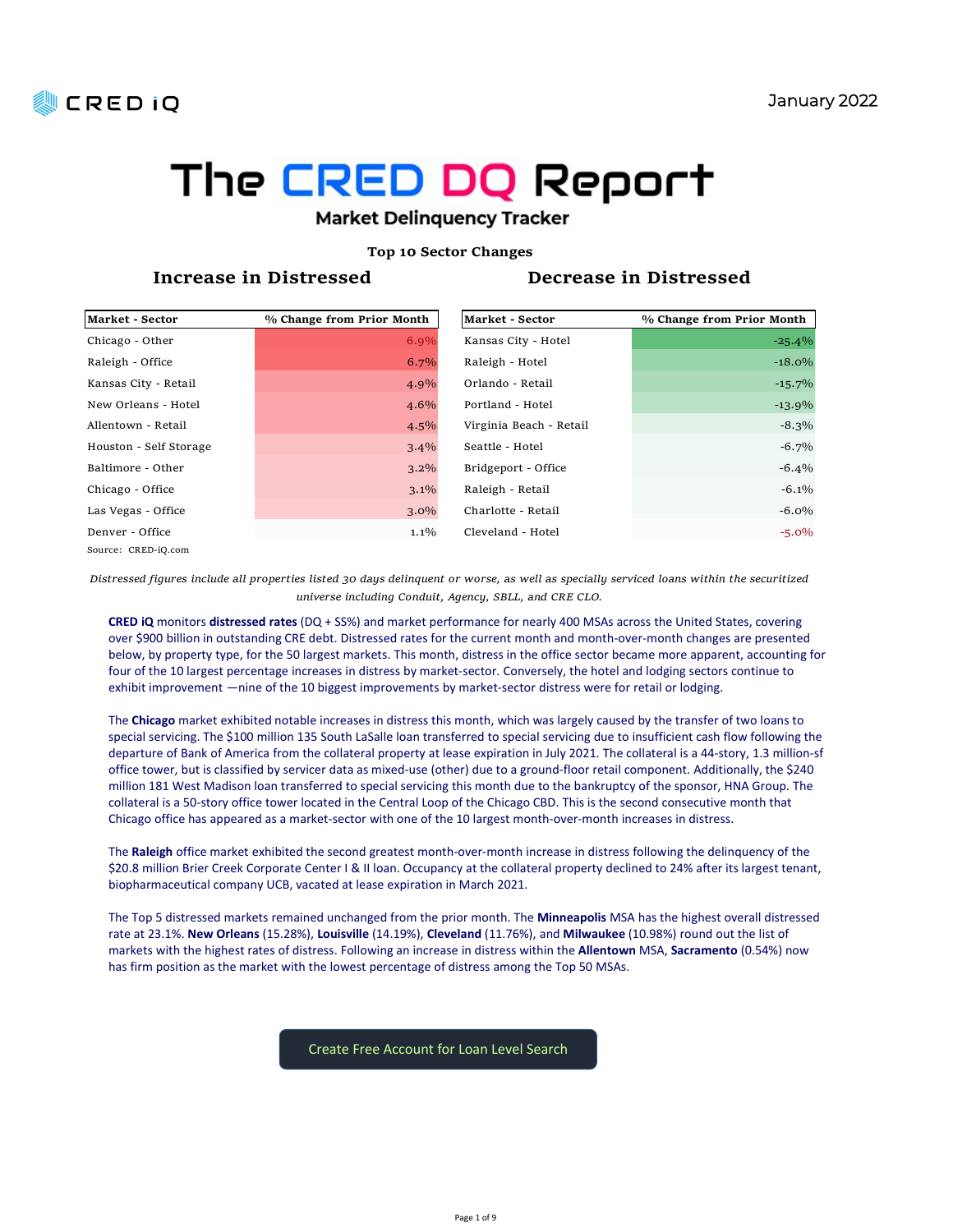CRED iQ

January 2022

# The CRED DQ Report

## Market Delinquency Tracker

**Top 10 Sector Changes**

### Increase in Distressed

| Market - Sector | % Change from Prior Month |
|---|---|
| Chicago - Other | 6.9% |
| Raleigh - Office | 6.7% |
| Kansas City - Retail | 4.9% |
| New Orleans - Hotel | 4.6% |
| Allentown - Retail | 4.5% |
| Houston - Self Storage | 3.4% |
| Baltimore - Other | 3.2% |
| Chicago - Office | 3.1% |
| Las Vegas - Office | 3.0% |
| Denver - Office | 1.1% |

### Decrease in Distressed

| Market - Sector | % Change from Prior Month |
|---|---|
| Kansas City - Hotel | -25.4% |
| Raleigh - Hotel | -18.0% |
| Orlando - Retail | -15.7% |
| Portland - Hotel | -13.9% |
| Virginia Beach - Retail | -8.3% |
| Seattle - Hotel | -6.7% |
| Bridgeport - Office | -6.4% |
| Raleigh - Retail | -6.1% |
| Charlotte - Retail | -6.0% |
| Cleveland - Hotel | -5.0% |

Source: CRED-iQ.com

*Distressed figures include all properties listed 30 days delinquent or worse, as well as specially serviced loans within the securitized universe including Conduit, Agency, SBLL, and CRE CLO.*

**CRED iQ** monitors **distressed rates** (DQ + SS%) and market performance for nearly 400 MSAs across the United States, covering over $900 billion in outstanding CRE debt. Distressed rates for the current month and month-over-month changes are presented below, by property type, for the 50 largest markets. This month, distress in the office sector became more apparent, accounting for four of the 10 largest percentage increases in distress by market-sector. Conversely, the hotel and lodging sectors continue to exhibit improvement —nine of the 10 biggest improvements by market-sector distress were for retail or lodging.

The **Chicago** market exhibited notable increases in distress this month, which was largely caused by the transfer of two loans to special servicing. The $100 million 135 South LaSalle loan transferred to special servicing due to insufficient cash flow following the departure of Bank of America from the collateral property at lease expiration in July 2021. The collateral is a 44-story, 1.3 million-sf office tower, but is classified by servicer data as mixed-use (other) due to a ground-floor retail component. Additionally, the $240 million 181 West Madison loan transferred to special servicing this month due to the bankruptcy of the sponsor, HNA Group. The collateral is a 50-story office tower located in the Central Loop of the Chicago CBD. This is the second consecutive month that Chicago office has appeared as a market-sector with one of the 10 largest month-over-month increases in distress.

The **Raleigh** office market exhibited the second greatest month-over-month increase in distress following the delinquency of the $20.8 million Brier Creek Corporate Center I & II loan. Occupancy at the collateral property declined to 24% after its largest tenant, biopharmaceutical company UCB, vacated at lease expiration in March 2021.

The Top 5 distressed markets remained unchanged from the prior month. The **Minneapolis** MSA has the highest overall distressed rate at 23.1%. **New Orleans** (15.28%), **Louisville** (14.19%), **Cleveland** (11.76%), and **Milwaukee** (10.98%) round out the list of markets with the highest rates of distress. Following an increase in distress within the **Allentown** MSA, **Sacramento** (0.54%) now has firm position as the market with the lowest percentage of distress among the Top 50 MSAs.

Create Free Account for Loan Level Search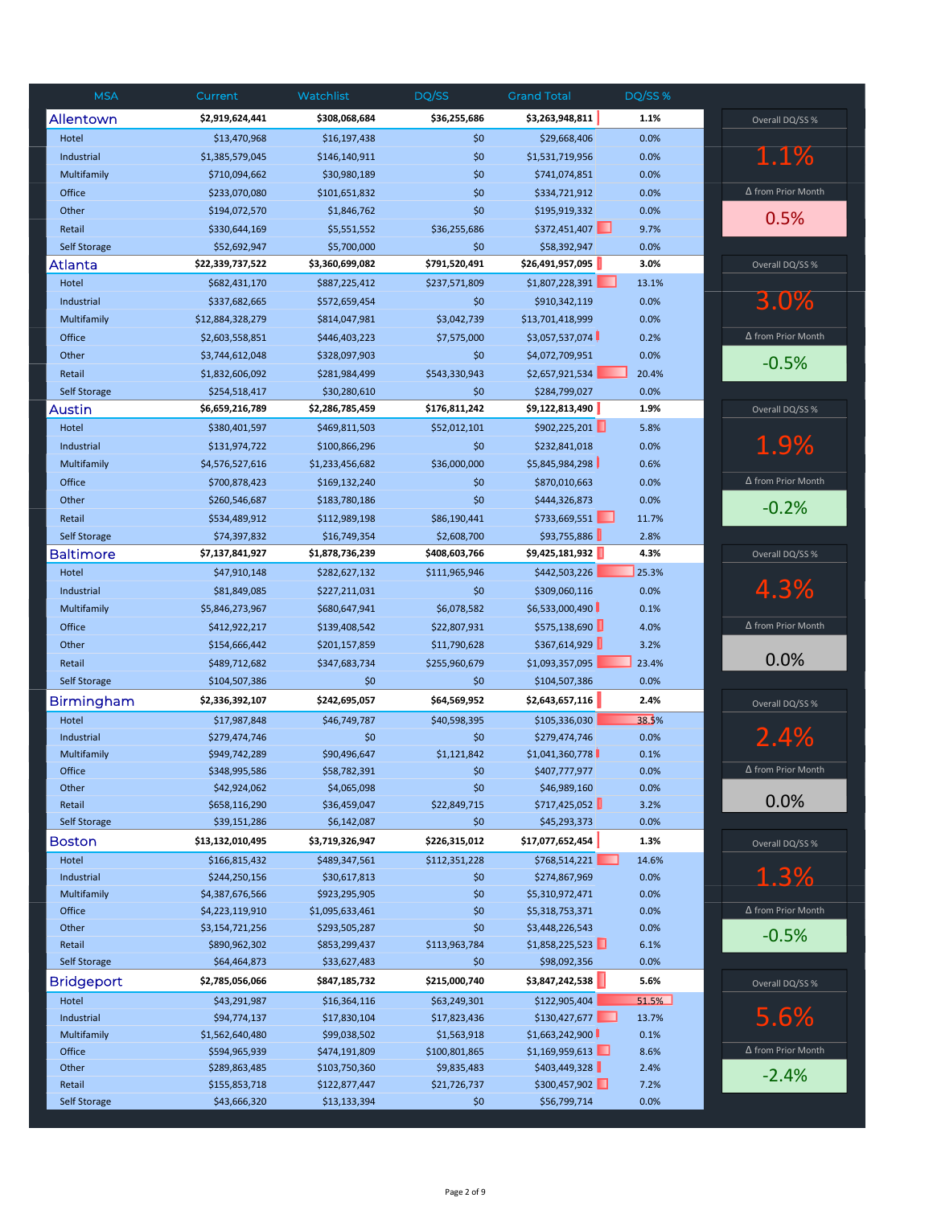| MSA | Current | Watchlist | DQ/SS | Grand Total | DQ/SS % |
|---|---|---|---|---|---|
| **Allentown** | **$2,919,624,441** | **$308,068,684** | **$36,255,686** | **$3,263,948,811** | **1.1%** |
| Hotel | $13,470,968 | $16,197,438 | $0 | $29,668,406 | 0.0% |
| Industrial | $1,385,579,045 | $146,140,911 | $0 | $1,531,719,956 | 0.0% |
| Multifamily | $710,094,662 | $30,980,189 | $0 | $741,074,851 | 0.0% |
| Office | $233,070,080 | $101,651,832 | $0 | $334,721,912 | 0.0% |
| Other | $194,072,570 | $1,846,762 | $0 | $195,919,332 | 0.0% |
| Retail | $330,644,169 | $5,551,552 | $36,255,686 | $372,451,407 | 9.7% |
| Self Storage | $52,692,947 | $5,700,000 | $0 | $58,392,947 | 0.0% |
| **Atlanta** | **$22,339,737,522** | **$3,360,699,082** | **$791,520,491** | **$26,491,957,095** | **3.0%** |
| Hotel | $682,431,170 | $887,225,412 | $237,571,809 | $1,807,228,391 | 13.1% |
| Industrial | $337,682,665 | $572,659,454 | $0 | $910,342,119 | 0.0% |
| Multifamily | $12,884,328,279 | $814,047,981 | $3,042,739 | $13,701,418,999 | 0.0% |
| Office | $2,603,558,851 | $446,403,223 | $7,575,000 | $3,057,537,074 | 0.2% |
| Other | $3,744,612,048 | $328,097,903 | $0 | $4,072,709,951 | 0.0% |
| Retail | $1,832,606,092 | $281,984,499 | $543,330,943 | $2,657,921,534 | 20.4% |
| Self Storage | $254,518,417 | $30,280,610 | $0 | $284,799,027 | 0.0% |
| **Austin** | **$6,659,216,789** | **$2,286,785,459** | **$176,811,242** | **$9,122,813,490** | **1.9%** |
| Hotel | $380,401,597 | $469,811,503 | $52,012,101 | $902,225,201 | 5.8% |
| Industrial | $131,974,722 | $100,866,296 | $0 | $232,841,018 | 0.0% |
| Multifamily | $4,576,527,616 | $1,233,456,682 | $36,000,000 | $5,845,984,298 | 0.6% |
| Office | $700,878,423 | $169,132,240 | $0 | $870,010,663 | 0.0% |
| Other | $260,546,687 | $183,780,186 | $0 | $444,326,873 | 0.0% |
| Retail | $534,489,912 | $112,989,198 | $86,190,441 | $733,669,551 | 11.7% |
| Self Storage | $74,397,832 | $16,749,354 | $2,608,700 | $93,755,886 | 2.8% |
| **Baltimore** | **$7,137,841,927** | **$1,878,736,239** | **$408,603,766** | **$9,425,181,932** | **4.3%** |
| Hotel | $47,910,148 | $282,627,132 | $111,965,946 | $442,503,226 | 25.3% |
| Industrial | $81,849,085 | $227,211,031 | $0 | $309,060,116 | 0.0% |
| Multifamily | $5,846,273,967 | $680,647,941 | $6,078,582 | $6,533,000,490 | 0.1% |
| Office | $412,922,217 | $139,408,542 | $22,807,931 | $575,138,690 | 4.0% |
| Other | $154,666,442 | $201,157,859 | $11,790,628 | $367,614,929 | 3.2% |
| Retail | $489,712,682 | $347,683,734 | $255,960,679 | $1,093,357,095 | 23.4% |
| Self Storage | $104,507,386 | $0 | $0 | $104,507,386 | 0.0% |
| **Birmingham** | **$2,336,392,107** | **$242,695,057** | **$64,569,952** | **$2,643,657,116** | **2.4%** |
| Hotel | $17,987,848 | $46,749,787 | $40,598,395 | $105,336,030 | 38.5% |
| Industrial | $279,474,746 | $0 | $0 | $279,474,746 | 0.0% |
| Multifamily | $949,742,289 | $90,496,647 | $1,121,842 | $1,041,360,778 | 0.1% |
| Office | $348,995,586 | $58,782,391 | $0 | $407,777,977 | 0.0% |
| Other | $42,924,062 | $4,065,098 | $0 | $46,989,160 | 0.0% |
| Retail | $658,116,290 | $36,459,047 | $22,849,715 | $717,425,052 | 3.2% |
| Self Storage | $39,151,286 | $6,142,087 | $0 | $45,293,373 | 0.0% |
| **Boston** | **$13,132,010,495** | **$3,719,326,947** | **$226,315,012** | **$17,077,652,454** | **1.3%** |
| Hotel | $166,815,432 | $489,347,561 | $112,351,228 | $768,514,221 | 14.6% |
| Industrial | $244,250,156 | $30,617,813 | $0 | $274,867,969 | 0.0% |
| Multifamily | $4,387,676,566 | $923,295,905 | $0 | $5,310,972,471 | 0.0% |
| Office | $4,223,119,910 | $1,095,633,461 | $0 | $5,318,753,371 | 0.0% |
| Other | $3,154,721,256 | $293,505,287 | $0 | $3,448,226,543 | 0.0% |
| Retail | $890,962,302 | $853,299,437 | $113,963,784 | $1,858,225,523 | 6.1% |
| Self Storage | $64,464,873 | $33,627,483 | $0 | $98,092,356 | 0.0% |
| **Bridgeport** | **$2,785,056,066** | **$847,185,732** | **$215,000,740** | **$3,847,242,538** | **5.6%** |
| Hotel | $43,291,987 | $16,364,116 | $63,249,301 | $122,905,404 | 51.5% |
| Industrial | $94,774,137 | $17,830,104 | $17,823,436 | $130,427,677 | 13.7% |
| Multifamily | $1,562,640,480 | $99,038,502 | $1,563,918 | $1,663,242,900 | 0.1% |
| Office | $594,965,939 | $474,191,809 | $100,801,865 | $1,169,959,613 | 8.6% |
| Other | $289,863,485 | $103,750,360 | $9,835,483 | $403,449,328 | 2.4% |
| Retail | $155,853,718 | $122,877,447 | $21,726,737 | $300,457,902 | 7.2% |
| Self Storage | $43,666,320 | $13,133,394 | $0 | $56,799,714 | 0.0% |

| MSA | Overall DQ/SS % | Δ from Prior Month |
|---|---|---|
| Allentown | 1.1% | 0.5% |
| Atlanta | 3.0% | -0.5% |
| Austin | 1.9% | -0.2% |
| Baltimore | 4.3% | 0.0% |
| Birmingham | 2.4% | 0.0% |
| Boston | 1.3% | -0.5% |
| Bridgeport | 5.6% | -2.4% |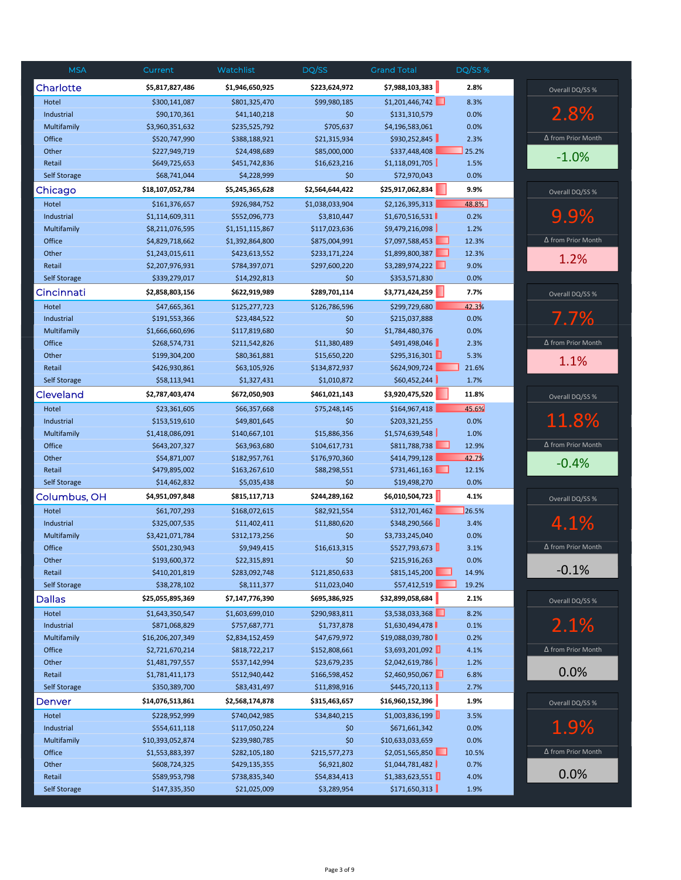| MSA | Current | Watchlist | DQ/SS | Grand Total | DQ/SS % |
|---|---|---|---|---|---|
| **Charlotte** | **$5,817,827,486** | **$1,946,650,925** | **$223,624,972** | **$7,988,103,383** | **2.8%** |
| Hotel | $300,141,087 | $801,325,470 | $99,980,185 | $1,201,446,742 | 8.3% |
| Industrial | $90,170,361 | $41,140,218 | $0 | $131,310,579 | 0.0% |
| Multifamily | $3,960,351,632 | $235,525,792 | $705,637 | $4,196,583,061 | 0.0% |
| Office | $520,747,990 | $388,188,921 | $21,315,934 | $930,252,845 | 2.3% |
| Other | $227,949,719 | $24,498,689 | $85,000,000 | $337,448,408 | 25.2% |
| Retail | $649,725,653 | $451,742,836 | $16,623,216 | $1,118,091,705 | 1.5% |
| Self Storage | $68,741,044 | $4,228,999 | $0 | $72,970,043 | 0.0% |
| **Chicago** | **$18,107,052,784** | **$5,245,365,628** | **$2,564,644,422** | **$25,917,062,834** | **9.9%** |
| Hotel | $161,376,657 | $926,984,752 | $1,038,033,904 | $2,126,395,313 | 48.8% |
| Industrial | $1,114,609,311 | $552,096,773 | $3,810,447 | $1,670,516,531 | 0.2% |
| Multifamily | $8,211,076,595 | $1,151,115,867 | $117,023,636 | $9,479,216,098 | 1.2% |
| Office | $4,829,718,662 | $1,392,864,800 | $875,004,991 | $7,097,588,453 | 12.3% |
| Other | $1,243,015,611 | $423,613,552 | $233,171,224 | $1,899,800,387 | 12.3% |
| Retail | $2,207,976,931 | $784,397,071 | $297,600,220 | $3,289,974,222 | 9.0% |
| Self Storage | $339,279,017 | $14,292,813 | $0 | $353,571,830 | 0.0% |
| **Cincinnati** | **$2,858,803,156** | **$622,919,989** | **$289,701,114** | **$3,771,424,259** | **7.7%** |
| Hotel | $47,665,361 | $125,277,723 | $126,786,596 | $299,729,680 | 42.3% |
| Industrial | $191,553,366 | $23,484,522 | $0 | $215,037,888 | 0.0% |
| Multifamily | $1,666,660,696 | $117,819,680 | $0 | $1,784,480,376 | 0.0% |
| Office | $268,574,731 | $211,542,826 | $11,380,489 | $491,498,046 | 2.3% |
| Other | $199,304,200 | $80,361,881 | $15,650,220 | $295,316,301 | 5.3% |
| Retail | $426,930,861 | $63,105,926 | $134,872,937 | $624,909,724 | 21.6% |
| Self Storage | $58,113,941 | $1,327,431 | $1,010,872 | $60,452,244 | 1.7% |
| **Cleveland** | **$2,787,403,474** | **$672,050,903** | **$461,021,143** | **$3,920,475,520** | **11.8%** |
| Hotel | $23,361,605 | $66,357,668 | $75,248,145 | $164,967,418 | 45.6% |
| Industrial | $153,519,610 | $49,801,645 | $0 | $203,321,255 | 0.0% |
| Multifamily | $1,418,086,091 | $140,667,101 | $15,886,356 | $1,574,639,548 | 1.0% |
| Office | $643,207,327 | $63,963,680 | $104,617,731 | $811,788,738 | 12.9% |
| Other | $54,871,007 | $182,957,761 | $176,970,360 | $414,799,128 | 42.7% |
| Retail | $479,895,002 | $163,267,610 | $88,298,551 | $731,461,163 | 12.1% |
| Self Storage | $14,462,832 | $5,035,438 | $0 | $19,498,270 | 0.0% |
| **Columbus, OH** | **$4,951,097,848** | **$815,117,713** | **$244,289,162** | **$6,010,504,723** | **4.1%** |
| Hotel | $61,707,293 | $168,072,615 | $82,921,554 | $312,701,462 | 26.5% |
| Industrial | $325,007,535 | $11,402,411 | $11,880,620 | $348,290,566 | 3.4% |
| Multifamily | $3,421,071,784 | $312,173,256 | $0 | $3,733,245,040 | 0.0% |
| Office | $501,230,943 | $9,949,415 | $16,613,315 | $527,793,673 | 3.1% |
| Other | $193,600,372 | $22,315,891 | $0 | $215,916,263 | 0.0% |
| Retail | $410,201,819 | $283,092,748 | $121,850,633 | $815,145,200 | 14.9% |
| Self Storage | $38,278,102 | $8,111,377 | $11,023,040 | $57,412,519 | 19.2% |
| **Dallas** | **$25,055,895,369** | **$7,147,776,390** | **$695,386,925** | **$32,899,058,684** | **2.1%** |
| Hotel | $1,643,350,547 | $1,603,699,010 | $290,983,811 | $3,538,033,368 | 8.2% |
| Industrial | $871,068,829 | $757,687,771 | $1,737,878 | $1,630,494,478 | 0.1% |
| Multifamily | $16,206,207,349 | $2,834,152,459 | $47,679,972 | $19,088,039,780 | 0.2% |
| Office | $2,721,670,214 | $818,722,217 | $152,808,661 | $3,693,201,092 | 4.1% |
| Other | $1,481,797,557 | $537,142,994 | $23,679,235 | $2,042,619,786 | 1.2% |
| Retail | $1,781,411,173 | $512,940,442 | $166,598,452 | $2,460,950,067 | 6.8% |
| Self Storage | $350,389,700 | $83,431,497 | $11,898,916 | $445,720,113 | 2.7% |
| **Denver** | **$14,076,513,861** | **$2,568,174,878** | **$315,463,657** | **$16,960,152,396** | **1.9%** |
| Hotel | $228,952,999 | $740,042,985 | $34,840,215 | $1,003,836,199 | 3.5% |
| Industrial | $554,611,118 | $117,050,224 | $0 | $671,661,342 | 0.0% |
| Multifamily | $10,393,052,874 | $239,980,785 | $0 | $10,633,033,659 | 0.0% |
| Office | $1,553,883,397 | $282,105,180 | $215,577,273 | $2,051,565,850 | 10.5% |
| Other | $608,724,325 | $429,135,355 | $6,921,802 | $1,044,781,482 | 0.7% |
| Retail | $589,953,798 | $738,835,340 | $54,834,413 | $1,383,623,551 | 4.0% |
| Self Storage | $147,335,350 | $21,025,009 | $3,289,954 | $171,650,313 | 1.9% |

| MSA | Overall DQ/SS % | Δ from Prior Month |
|---|---|---|
| Charlotte | 2.8% | -1.0% |
| Chicago | 9.9% | 1.2% |
| Cincinnati | 7.7% | 1.1% |
| Cleveland | 11.8% | -0.4% |
| Columbus, OH | 4.1% | -0.1% |
| Dallas | 2.1% | 0.0% |
| Denver | 1.9% | 0.0% |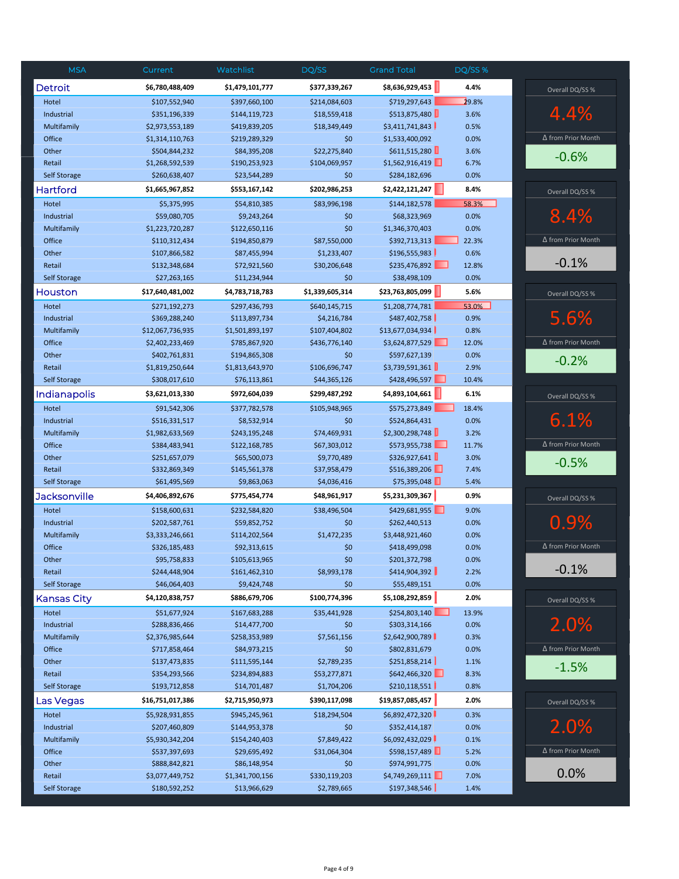| MSA | Current | Watchlist | DQ/SS | Grand Total | DQ/SS % |
|---|---|---|---|---|---|
| **Detroit** | **$6,780,488,409** | **$1,479,101,777** | **$377,339,267** | **$8,636,929,453** | **4.4%** |
| Hotel | $107,552,940 | $397,660,100 | $214,084,603 | $719,297,643 | 29.8% |
| Industrial | $351,196,339 | $144,119,723 | $18,559,418 | $513,875,480 | 3.6% |
| Multifamily | $2,973,553,189 | $419,839,205 | $18,349,449 | $3,411,741,843 | 0.5% |
| Office | $1,314,110,763 | $219,289,329 | $0 | $1,533,400,092 | 0.0% |
| Other | $504,844,232 | $84,395,208 | $22,275,840 | $611,515,280 | 3.6% |
| Retail | $1,268,592,539 | $190,253,923 | $104,069,957 | $1,562,916,419 | 6.7% |
| Self Storage | $260,638,407 | $23,544,289 | $0 | $284,182,696 | 0.0% |
| **Hartford** | **$1,665,967,852** | **$553,167,142** | **$202,986,253** | **$2,422,121,247** | **8.4%** |
| Hotel | $5,375,995 | $54,810,385 | $83,996,198 | $144,182,578 | 58.3% |
| Industrial | $59,080,705 | $9,243,264 | $0 | $68,323,969 | 0.0% |
| Multifamily | $1,223,720,287 | $122,650,116 | $0 | $1,346,370,403 | 0.0% |
| Office | $110,312,434 | $194,850,879 | $87,550,000 | $392,713,313 | 22.3% |
| Other | $107,866,582 | $87,455,994 | $1,233,407 | $196,555,983 | 0.6% |
| Retail | $132,348,684 | $72,921,560 | $30,206,648 | $235,476,892 | 12.8% |
| Self Storage | $27,263,165 | $11,234,944 | $0 | $38,498,109 | 0.0% |
| **Houston** | **$17,640,481,002** | **$4,783,718,783** | **$1,339,605,314** | **$23,763,805,099** | **5.6%** |
| Hotel | $271,192,273 | $297,436,793 | $640,145,715 | $1,208,774,781 | 53.0% |
| Industrial | $369,288,240 | $113,897,734 | $4,216,784 | $487,402,758 | 0.9% |
| Multifamily | $12,067,736,935 | $1,501,893,197 | $107,404,802 | $13,677,034,934 | 0.8% |
| Office | $2,402,233,469 | $785,867,920 | $436,776,140 | $3,624,877,529 | 12.0% |
| Other | $402,761,831 | $194,865,308 | $0 | $597,627,139 | 0.0% |
| Retail | $1,819,250,644 | $1,813,643,970 | $106,696,747 | $3,739,591,361 | 2.9% |
| Self Storage | $308,017,610 | $76,113,861 | $44,365,126 | $428,496,597 | 10.4% |
| **Indianapolis** | **$3,621,013,330** | **$972,604,039** | **$299,487,292** | **$4,893,104,661** | **6.1%** |
| Hotel | $91,542,306 | $377,782,578 | $105,948,965 | $575,273,849 | 18.4% |
| Industrial | $516,331,517 | $8,532,914 | $0 | $524,864,431 | 0.0% |
| Multifamily | $1,982,633,569 | $243,195,248 | $74,469,931 | $2,300,298,748 | 3.2% |
| Office | $384,483,941 | $122,168,785 | $67,303,012 | $573,955,738 | 11.7% |
| Other | $251,657,079 | $65,500,073 | $9,770,489 | $326,927,641 | 3.0% |
| Retail | $332,869,349 | $145,561,378 | $37,958,479 | $516,389,206 | 7.4% |
| Self Storage | $61,495,569 | $9,863,063 | $4,036,416 | $75,395,048 | 5.4% |
| **Jacksonville** | **$4,406,892,676** | **$775,454,774** | **$48,961,917** | **$5,231,309,367** | **0.9%** |
| Hotel | $158,600,631 | $232,584,820 | $38,496,504 | $429,681,955 | 9.0% |
| Industrial | $202,587,761 | $59,852,752 | $0 | $262,440,513 | 0.0% |
| Multifamily | $3,333,246,661 | $114,202,564 | $1,472,235 | $3,448,921,460 | 0.0% |
| Office | $326,185,483 | $92,313,615 | $0 | $418,499,098 | 0.0% |
| Other | $95,758,833 | $105,613,965 | $0 | $201,372,798 | 0.0% |
| Retail | $244,448,904 | $161,462,310 | $8,993,178 | $414,904,392 | 2.2% |
| Self Storage | $46,064,403 | $9,424,748 | $0 | $55,489,151 | 0.0% |
| **Kansas City** | **$4,120,838,757** | **$886,679,706** | **$100,774,396** | **$5,108,292,859** | **2.0%** |
| Hotel | $51,677,924 | $167,683,288 | $35,441,928 | $254,803,140 | 13.9% |
| Industrial | $288,836,466 | $14,477,700 | $0 | $303,314,166 | 0.0% |
| Multifamily | $2,376,985,644 | $258,353,989 | $7,561,156 | $2,642,900,789 | 0.3% |
| Office | $717,858,464 | $84,973,215 | $0 | $802,831,679 | 0.0% |
| Other | $137,473,835 | $111,595,144 | $2,789,235 | $251,858,214 | 1.1% |
| Retail | $354,293,566 | $234,894,883 | $53,277,871 | $642,466,320 | 8.3% |
| Self Storage | $193,712,858 | $14,701,487 | $1,704,206 | $210,118,551 | 0.8% |
| **Las Vegas** | **$16,751,017,386** | **$2,715,950,973** | **$390,117,098** | **$19,857,085,457** | **2.0%** |
| Hotel | $5,928,931,855 | $945,245,961 | $18,294,504 | $6,892,472,320 | 0.3% |
| Industrial | $207,460,809 | $144,953,378 | $0 | $352,414,187 | 0.0% |
| Multifamily | $5,930,342,204 | $154,240,403 | $7,849,422 | $6,092,432,029 | 0.1% |
| Office | $537,397,693 | $29,695,492 | $31,064,304 | $598,157,489 | 5.2% |
| Other | $888,842,821 | $86,148,954 | $0 | $974,991,775 | 0.0% |
| Retail | $3,077,449,752 | $1,341,700,156 | $330,119,203 | $4,749,269,111 | 7.0% |
| Self Storage | $180,592,252 | $13,966,629 | $2,789,665 | $197,348,546 | 1.4% |

| MSA | Overall DQ/SS % | Δ from Prior Month |
|---|---|---|
| Detroit | 4.4% | -0.6% |
| Hartford | 8.4% | -0.1% |
| Houston | 5.6% | -0.2% |
| Indianapolis | 6.1% | -0.5% |
| Jacksonville | 0.9% | -0.1% |
| Kansas City | 2.0% | -1.5% |
| Las Vegas | 2.0% | 0.0% |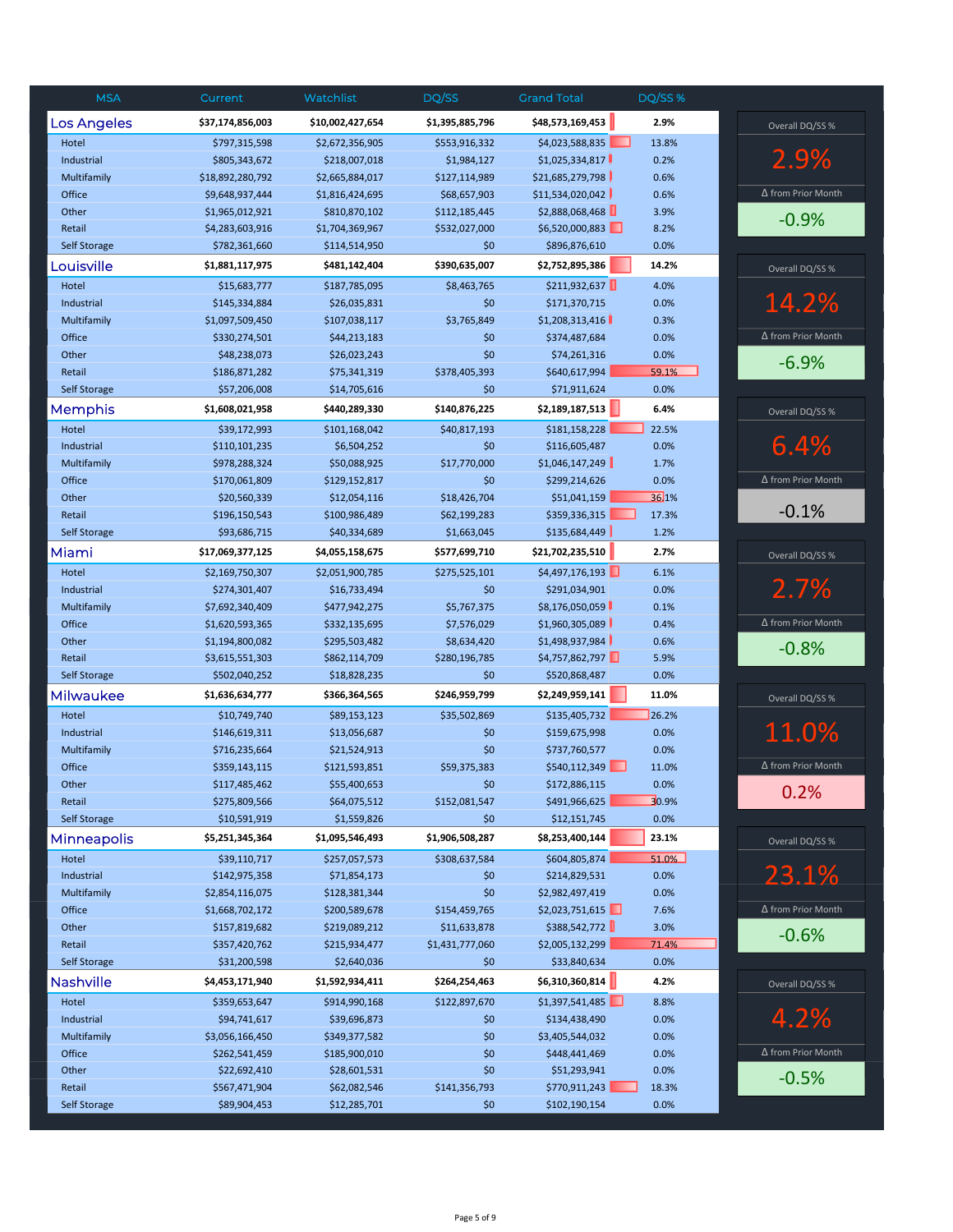| MSA | Current | Watchlist | DQ/SS | Grand Total | DQ/SS % |
|---|---|---|---|---|---|
| **Los Angeles** | **$37,174,856,003** | **$10,002,427,654** | **$1,395,885,796** | **$48,573,169,453** | **2.9%** |
| Hotel | $797,315,598 | $2,672,356,905 | $553,916,332 | $4,023,588,835 | 13.8% |
| Industrial | $805,343,672 | $218,007,018 | $1,984,127 | $1,025,334,817 | 0.2% |
| Multifamily | $18,892,280,792 | $2,665,884,017 | $127,114,989 | $21,685,279,798 | 0.6% |
| Office | $9,648,937,444 | $1,816,424,695 | $68,657,903 | $11,534,020,042 | 0.6% |
| Other | $1,965,012,921 | $810,870,102 | $112,185,445 | $2,888,068,468 | 3.9% |
| Retail | $4,283,603,916 | $1,704,369,967 | $532,027,000 | $6,520,000,883 | 8.2% |
| Self Storage | $782,361,660 | $114,514,950 | $0 | $896,876,610 | 0.0% |
| **Louisville** | **$1,881,117,975** | **$481,142,404** | **$390,635,007** | **$2,752,895,386** | **14.2%** |
| Hotel | $15,683,777 | $187,785,095 | $8,463,765 | $211,932,637 | 4.0% |
| Industrial | $145,334,884 | $26,035,831 | $0 | $171,370,715 | 0.0% |
| Multifamily | $1,097,509,450 | $107,038,117 | $3,765,849 | $1,208,313,416 | 0.3% |
| Office | $330,274,501 | $44,213,183 | $0 | $374,487,684 | 0.0% |
| Other | $48,238,073 | $26,023,243 | $0 | $74,261,316 | 0.0% |
| Retail | $186,871,282 | $75,341,319 | $378,405,393 | $640,617,994 | 59.1% |
| Self Storage | $57,206,008 | $14,705,616 | $0 | $71,911,624 | 0.0% |
| **Memphis** | **$1,608,021,958** | **$440,289,330** | **$140,876,225** | **$2,189,187,513** | **6.4%** |
| Hotel | $39,172,993 | $101,168,042 | $40,817,193 | $181,158,228 | 22.5% |
| Industrial | $110,101,235 | $6,504,252 | $0 | $116,605,487 | 0.0% |
| Multifamily | $978,288,324 | $50,088,925 | $17,770,000 | $1,046,147,249 | 1.7% |
| Office | $170,061,809 | $129,152,817 | $0 | $299,214,626 | 0.0% |
| Other | $20,560,339 | $12,054,116 | $18,426,704 | $51,041,159 | 36.1% |
| Retail | $196,150,543 | $100,986,489 | $62,199,283 | $359,336,315 | 17.3% |
| Self Storage | $93,686,715 | $40,334,689 | $1,663,045 | $135,684,449 | 1.2% |
| **Miami** | **$17,069,377,125** | **$4,055,158,675** | **$577,699,710** | **$21,702,235,510** | **2.7%** |
| Hotel | $2,169,750,307 | $2,051,900,785 | $275,525,101 | $4,497,176,193 | 6.1% |
| Industrial | $274,301,407 | $16,733,494 | $0 | $291,034,901 | 0.0% |
| Multifamily | $7,692,340,409 | $477,942,275 | $5,767,375 | $8,176,050,059 | 0.1% |
| Office | $1,620,593,365 | $332,135,695 | $7,576,029 | $1,960,305,089 | 0.4% |
| Other | $1,194,800,082 | $295,503,482 | $8,634,420 | $1,498,937,984 | 0.6% |
| Retail | $3,615,551,303 | $862,114,709 | $280,196,785 | $4,757,862,797 | 5.9% |
| Self Storage | $502,040,252 | $18,828,235 | $0 | $520,868,487 | 0.0% |
| **Milwaukee** | **$1,636,634,777** | **$366,364,565** | **$246,959,799** | **$2,249,959,141** | **11.0%** |
| Hotel | $10,749,740 | $89,153,123 | $35,502,869 | $135,405,732 | 26.2% |
| Industrial | $146,619,311 | $13,056,687 | $0 | $159,675,998 | 0.0% |
| Multifamily | $716,235,664 | $21,524,913 | $0 | $737,760,577 | 0.0% |
| Office | $359,143,115 | $121,593,851 | $59,375,383 | $540,112,349 | 11.0% |
| Other | $117,485,462 | $55,400,653 | $0 | $172,886,115 | 0.0% |
| Retail | $275,809,566 | $64,075,512 | $152,081,547 | $491,966,625 | 30.9% |
| Self Storage | $10,591,919 | $1,559,826 | $0 | $12,151,745 | 0.0% |
| **Minneapolis** | **$5,251,345,364** | **$1,095,546,493** | **$1,906,508,287** | **$8,253,400,144** | **23.1%** |
| Hotel | $39,110,717 | $257,057,573 | $308,637,584 | $604,805,874 | 51.0% |
| Industrial | $142,975,358 | $71,854,173 | $0 | $214,829,531 | 0.0% |
| Multifamily | $2,854,116,075 | $128,381,344 | $0 | $2,982,497,419 | 0.0% |
| Office | $1,668,702,172 | $200,589,678 | $154,459,765 | $2,023,751,615 | 7.6% |
| Other | $157,819,682 | $219,089,212 | $11,633,878 | $388,542,772 | 3.0% |
| Retail | $357,420,762 | $215,934,477 | $1,431,777,060 | $2,005,132,299 | 71.4% |
| Self Storage | $31,200,598 | $2,640,036 | $0 | $33,840,634 | 0.0% |
| **Nashville** | **$4,453,171,940** | **$1,592,934,411** | **$264,254,463** | **$6,310,360,814** | **4.2%** |
| Hotel | $359,653,647 | $914,990,168 | $122,897,670 | $1,397,541,485 | 8.8% |
| Industrial | $94,741,617 | $39,696,873 | $0 | $134,438,490 | 0.0% |
| Multifamily | $3,056,166,450 | $349,377,582 | $0 | $3,405,544,032 | 0.0% |
| Office | $262,541,459 | $185,900,010 | $0 | $448,441,469 | 0.0% |
| Other | $22,692,410 | $28,601,531 | $0 | $51,293,941 | 0.0% |
| Retail | $567,471,904 | $62,082,546 | $141,356,793 | $770,911,243 | 18.3% |
| Self Storage | $89,904,453 | $12,285,701 | $0 | $102,190,154 | 0.0% |

| MSA | Overall DQ/SS % | Δ from Prior Month |
|---|---|---|
| Los Angeles | 2.9% | -0.9% |
| Louisville | 14.2% | -6.9% |
| Memphis | 6.4% | -0.1% |
| Miami | 2.7% | -0.8% |
| Milwaukee | 11.0% | 0.2% |
| Minneapolis | 23.1% | -0.6% |
| Nashville | 4.2% | -0.5% |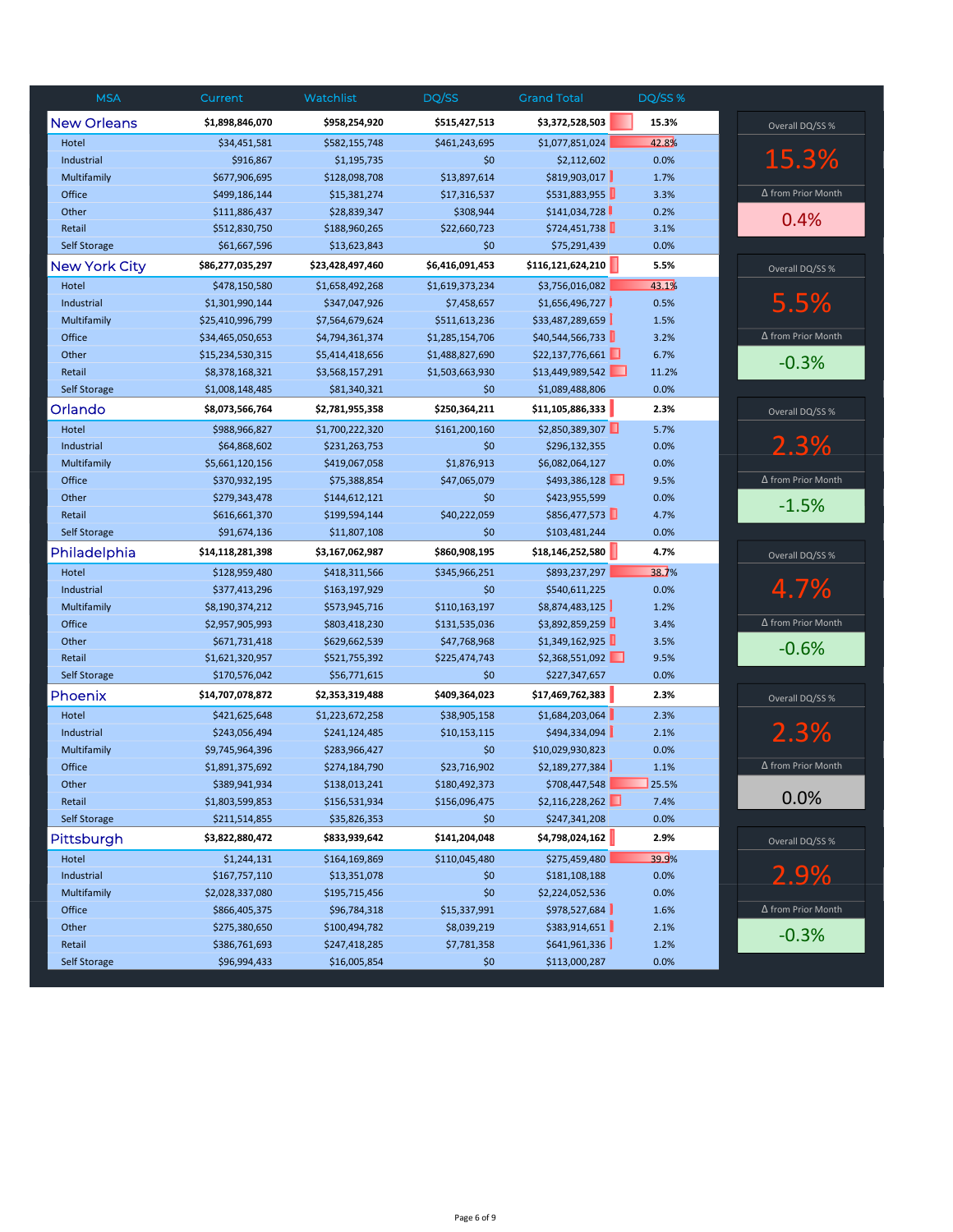| MSA | Current | Watchlist | DQ/SS | Grand Total | DQ/SS % |
|---|---|---|---|---|---|
| **New Orleans** | **$1,898,846,070** | **$958,254,920** | **$515,427,513** | **$3,372,528,503** | **15.3%** |
| Hotel | $34,451,581 | $582,155,748 | $461,243,695 | $1,077,851,024 | 42.8% |
| Industrial | $916,867 | $1,195,735 | $0 | $2,112,602 | 0.0% |
| Multifamily | $677,906,695 | $128,098,708 | $13,897,614 | $819,903,017 | 1.7% |
| Office | $499,186,144 | $15,381,274 | $17,316,537 | $531,883,955 | 3.3% |
| Other | $111,886,437 | $28,839,347 | $308,944 | $141,034,728 | 0.2% |
| Retail | $512,830,750 | $188,960,265 | $22,660,723 | $724,451,738 | 3.1% |
| Self Storage | $61,667,596 | $13,623,843 | $0 | $75,291,439 | 0.0% |
| **New York City** | **$86,277,035,297** | **$23,428,497,460** | **$6,416,091,453** | **$116,121,624,210** | **5.5%** |
| Hotel | $478,150,580 | $1,658,492,268 | $1,619,373,234 | $3,756,016,082 | 43.1% |
| Industrial | $1,301,990,144 | $347,047,926 | $7,458,657 | $1,656,496,727 | 0.5% |
| Multifamily | $25,410,996,799 | $7,564,679,624 | $511,613,236 | $33,487,289,659 | 1.5% |
| Office | $34,465,050,653 | $4,794,361,374 | $1,285,154,706 | $40,544,566,733 | 3.2% |
| Other | $15,234,530,315 | $5,414,418,656 | $1,488,827,690 | $22,137,776,661 | 6.7% |
| Retail | $8,378,168,321 | $3,568,157,291 | $1,503,663,930 | $13,449,989,542 | 11.2% |
| Self Storage | $1,008,148,485 | $81,340,321 | $0 | $1,089,488,806 | 0.0% |
| **Orlando** | **$8,073,566,764** | **$2,781,955,358** | **$250,364,211** | **$11,105,886,333** | **2.3%** |
| Hotel | $988,966,827 | $1,700,222,320 | $161,200,160 | $2,850,389,307 | 5.7% |
| Industrial | $64,868,602 | $231,263,753 | $0 | $296,132,355 | 0.0% |
| Multifamily | $5,661,120,156 | $419,067,058 | $1,876,913 | $6,082,064,127 | 0.0% |
| Office | $370,932,195 | $75,388,854 | $47,065,079 | $493,386,128 | 9.5% |
| Other | $279,343,478 | $144,612,121 | $0 | $423,955,599 | 0.0% |
| Retail | $616,661,370 | $199,594,144 | $40,222,059 | $856,477,573 | 4.7% |
| Self Storage | $91,674,136 | $11,807,108 | $0 | $103,481,244 | 0.0% |
| **Philadelphia** | **$14,118,281,398** | **$3,167,062,987** | **$860,908,195** | **$18,146,252,580** | **4.7%** |
| Hotel | $128,959,480 | $418,311,566 | $345,966,251 | $893,237,297 | 38.7% |
| Industrial | $377,413,296 | $163,197,929 | $0 | $540,611,225 | 0.0% |
| Multifamily | $8,190,374,212 | $573,945,716 | $110,163,197 | $8,874,483,125 | 1.2% |
| Office | $2,957,905,993 | $803,418,230 | $131,535,036 | $3,892,859,259 | 3.4% |
| Other | $671,731,418 | $629,662,539 | $47,768,968 | $1,349,162,925 | 3.5% |
| Retail | $1,621,320,957 | $521,755,392 | $225,474,743 | $2,368,551,092 | 9.5% |
| Self Storage | $170,576,042 | $56,771,615 | $0 | $227,347,657 | 0.0% |
| **Phoenix** | **$14,707,078,872** | **$2,353,319,488** | **$409,364,023** | **$17,469,762,383** | **2.3%** |
| Hotel | $421,625,648 | $1,223,672,258 | $38,905,158 | $1,684,203,064 | 2.3% |
| Industrial | $243,056,494 | $241,124,485 | $10,153,115 | $494,334,094 | 2.1% |
| Multifamily | $9,745,964,396 | $283,966,427 | $0 | $10,029,930,823 | 0.0% |
| Office | $1,891,375,692 | $274,184,790 | $23,716,902 | $2,189,277,384 | 1.1% |
| Other | $389,941,934 | $138,013,241 | $180,492,373 | $708,447,548 | 25.5% |
| Retail | $1,803,599,853 | $156,531,934 | $156,096,475 | $2,116,228,262 | 7.4% |
| Self Storage | $211,514,855 | $35,826,353 | $0 | $247,341,208 | 0.0% |
| **Pittsburgh** | **$3,822,880,472** | **$833,939,642** | **$141,204,048** | **$4,798,024,162** | **2.9%** |
| Hotel | $1,244,131 | $164,169,869 | $110,045,480 | $275,459,480 | 39.9% |
| Industrial | $167,757,110 | $13,351,078 | $0 | $181,108,188 | 0.0% |
| Multifamily | $2,028,337,080 | $195,715,456 | $0 | $2,224,052,536 | 0.0% |
| Office | $866,405,375 | $96,784,318 | $15,337,991 | $978,527,684 | 1.6% |
| Other | $275,380,650 | $100,494,782 | $8,039,219 | $383,914,651 | 2.1% |
| Retail | $386,761,693 | $247,418,285 | $7,781,358 | $641,961,336 | 1.2% |
| Self Storage | $96,994,433 | $16,005,854 | $0 | $113,000,287 | 0.0% |

| MSA | Overall DQ/SS % | Δ from Prior Month |
|---|---|---|
| New Orleans | 15.3% | 0.4% |
| New York City | 5.5% | -0.3% |
| Orlando | 2.3% | -1.5% |
| Philadelphia | 4.7% | -0.6% |
| Phoenix | 2.3% | 0.0% |
| Pittsburgh | 2.9% | -0.3% |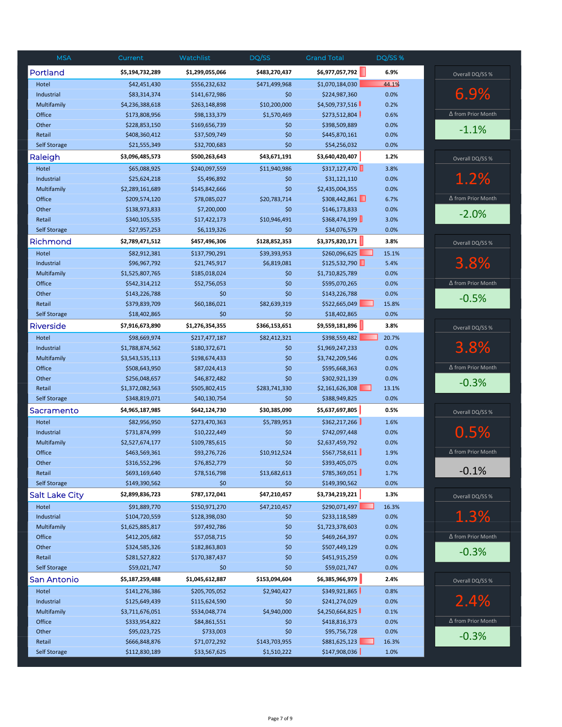| MSA | Current | Watchlist | DQ/SS | Grand Total | DQ/SS % |
|---|---|---|---|---|---|
| **Portland** | **$5,194,732,289** | **$1,299,055,066** | **$483,270,437** | **$6,977,057,792** | **6.9%** |
| Hotel | $42,451,430 | $556,232,632 | $471,499,968 | $1,070,184,030 | 44.1% |
| Industrial | $83,314,374 | $141,672,986 | $0 | $224,987,360 | 0.0% |
| Multifamily | $4,236,388,618 | $263,148,898 | $10,200,000 | $4,509,737,516 | 0.2% |
| Office | $173,808,956 | $98,133,379 | $1,570,469 | $273,512,804 | 0.6% |
| Other | $228,853,150 | $169,656,739 | $0 | $398,509,889 | 0.0% |
| Retail | $408,360,412 | $37,509,749 | $0 | $445,870,161 | 0.0% |
| Self Storage | $21,555,349 | $32,700,683 | $0 | $54,256,032 | 0.0% |
| **Raleigh** | **$3,096,485,573** | **$500,263,643** | **$43,671,191** | **$3,640,420,407** | **1.2%** |
| Hotel | $65,088,925 | $240,097,559 | $11,940,986 | $317,127,470 | 3.8% |
| Industrial | $25,624,218 | $5,496,892 | $0 | $31,121,110 | 0.0% |
| Multifamily | $2,289,161,689 | $145,842,666 | $0 | $2,435,004,355 | 0.0% |
| Office | $209,574,120 | $78,085,027 | $20,783,714 | $308,442,861 | 6.7% |
| Other | $138,973,833 | $7,200,000 | $0 | $146,173,833 | 0.0% |
| Retail | $340,105,535 | $17,422,173 | $10,946,491 | $368,474,199 | 3.0% |
| Self Storage | $27,957,253 | $6,119,326 | $0 | $34,076,579 | 0.0% |
| **Richmond** | **$2,789,471,512** | **$457,496,306** | **$128,852,353** | **$3,375,820,171** | **3.8%** |
| Hotel | $82,912,381 | $137,790,291 | $39,393,953 | $260,096,625 | 15.1% |
| Industrial | $96,967,792 | $21,745,917 | $6,819,081 | $125,532,790 | 5.4% |
| Multifamily | $1,525,807,765 | $185,018,024 | $0 | $1,710,825,789 | 0.0% |
| Office | $542,314,212 | $52,756,053 | $0 | $595,070,265 | 0.0% |
| Other | $143,226,788 | $0 | $0 | $143,226,788 | 0.0% |
| Retail | $379,839,709 | $60,186,021 | $82,639,319 | $522,665,049 | 15.8% |
| Self Storage | $18,402,865 | $0 | $0 | $18,402,865 | 0.0% |
| **Riverside** | **$7,916,673,890** | **$1,276,354,355** | **$366,153,651** | **$9,559,181,896** | **3.8%** |
| Hotel | $98,669,974 | $217,477,187 | $82,412,321 | $398,559,482 | 20.7% |
| Industrial | $1,788,874,562 | $180,372,671 | $0 | $1,969,247,233 | 0.0% |
| Multifamily | $3,543,535,113 | $198,674,433 | $0 | $3,742,209,546 | 0.0% |
| Office | $508,643,950 | $87,024,413 | $0 | $595,668,363 | 0.0% |
| Other | $256,048,657 | $46,872,482 | $0 | $302,921,139 | 0.0% |
| Retail | $1,372,082,563 | $505,802,415 | $283,741,330 | $2,161,626,308 | 13.1% |
| Self Storage | $348,819,071 | $40,130,754 | $0 | $388,949,825 | 0.0% |
| **Sacramento** | **$4,965,187,985** | **$642,124,730** | **$30,385,090** | **$5,637,697,805** | **0.5%** |
| Hotel | $82,956,950 | $273,470,363 | $5,789,953 | $362,217,266 | 1.6% |
| Industrial | $731,874,999 | $10,222,449 | $0 | $742,097,448 | 0.0% |
| Multifamily | $2,527,674,177 | $109,785,615 | $0 | $2,637,459,792 | 0.0% |
| Office | $463,569,361 | $93,276,726 | $10,912,524 | $567,758,611 | 1.9% |
| Other | $316,552,296 | $76,852,779 | $0 | $393,405,075 | 0.0% |
| Retail | $693,169,640 | $78,516,798 | $13,682,613 | $785,369,051 | 1.7% |
| Self Storage | $149,390,562 | $0 | $0 | $149,390,562 | 0.0% |
| **Salt Lake City** | **$2,899,836,723** | **$787,172,041** | **$47,210,457** | **$3,734,219,221** | **1.3%** |
| Hotel | $91,889,770 | $150,971,270 | $47,210,457 | $290,071,497 | 16.3% |
| Industrial | $104,720,559 | $128,398,030 | $0 | $233,118,589 | 0.0% |
| Multifamily | $1,625,885,817 | $97,492,786 | $0 | $1,723,378,603 | 0.0% |
| Office | $412,205,682 | $57,058,715 | $0 | $469,264,397 | 0.0% |
| Other | $324,585,326 | $182,863,803 | $0 | $507,449,129 | 0.0% |
| Retail | $281,527,822 | $170,387,437 | $0 | $451,915,259 | 0.0% |
| Self Storage | $59,021,747 | $0 | $0 | $59,021,747 | 0.0% |
| **San Antonio** | **$5,187,259,488** | **$1,045,612,887** | **$153,094,604** | **$6,385,966,979** | **2.4%** |
| Hotel | $141,276,386 | $205,705,052 | $2,940,427 | $349,921,865 | 0.8% |
| Industrial | $125,649,439 | $115,624,590 | $0 | $241,274,029 | 0.0% |
| Multifamily | $3,711,676,051 | $534,048,774 | $4,940,000 | $4,250,664,825 | 0.1% |
| Office | $333,954,822 | $84,861,551 | $0 | $418,816,373 | 0.0% |
| Other | $95,023,725 | $733,003 | $0 | $95,756,728 | 0.0% |
| Retail | $666,848,876 | $71,072,292 | $143,703,955 | $881,625,123 | 16.3% |
| Self Storage | $112,830,189 | $33,567,625 | $1,510,222 | $147,908,036 | 1.0% |

| MSA | Overall DQ/SS % | Δ from Prior Month |
|---|---|---|
| Portland | 6.9% | -1.1% |
| Raleigh | 1.2% | -2.0% |
| Richmond | 3.8% | -0.5% |
| Riverside | 3.8% | -0.3% |
| Sacramento | 0.5% | -0.1% |
| Salt Lake City | 1.3% | -0.3% |
| San Antonio | 2.4% | -0.3% |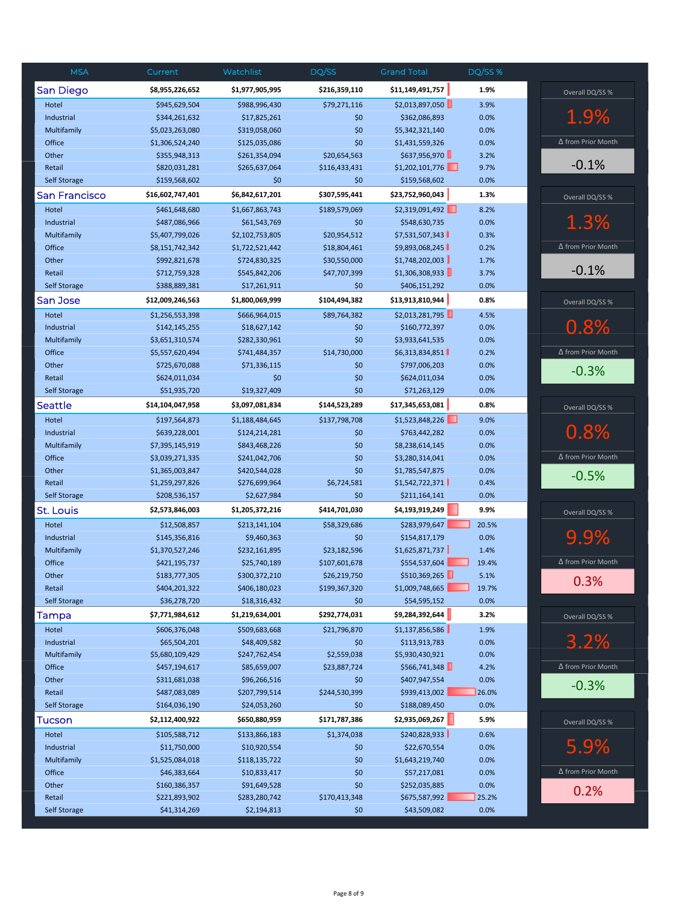| MSA | Current | Watchlist | DQ/SS | Grand Total | DQ/SS % |
|---|---|---|---|---|---|
| **San Diego** | **$8,955,226,652** | **$1,977,905,995** | **$216,359,110** | **$11,149,491,757** | **1.9%** |
| Hotel | $945,629,504 | $988,996,430 | $79,271,116 | $2,013,897,050 | 3.9% |
| Industrial | $344,261,632 | $17,825,261 | $0 | $362,086,893 | 0.0% |
| Multifamily | $5,023,263,080 | $319,058,060 | $0 | $5,342,321,140 | 0.0% |
| Office | $1,306,524,240 | $125,035,086 | $0 | $1,431,559,326 | 0.0% |
| Other | $355,948,313 | $261,354,094 | $20,654,563 | $637,956,970 | 3.2% |
| Retail | $820,031,281 | $265,637,064 | $116,433,431 | $1,202,101,776 | 9.7% |
| Self Storage | $159,568,602 | $0 | $0 | $159,568,602 | 0.0% |
| **San Francisco** | **$16,602,747,401** | **$6,842,617,201** | **$307,595,441** | **$23,752,960,043** | **1.3%** |
| Hotel | $461,648,680 | $1,667,863,743 | $189,579,069 | $2,319,091,492 | 8.2% |
| Industrial | $487,086,966 | $61,543,769 | $0 | $548,630,735 | 0.0% |
| Multifamily | $5,407,799,026 | $2,102,753,805 | $20,954,512 | $7,531,507,343 | 0.3% |
| Office | $8,151,742,342 | $1,722,521,442 | $18,804,461 | $9,893,068,245 | 0.2% |
| Other | $992,821,678 | $724,830,325 | $30,550,000 | $1,748,202,003 | 1.7% |
| Retail | $712,759,328 | $545,842,206 | $47,707,399 | $1,306,308,933 | 3.7% |
| Self Storage | $388,889,381 | $17,261,911 | $0 | $406,151,292 | 0.0% |
| **San Jose** | **$12,009,246,563** | **$1,800,069,999** | **$104,494,382** | **$13,913,810,944** | **0.8%** |
| Hotel | $1,256,553,398 | $666,964,015 | $89,764,382 | $2,013,281,795 | 4.5% |
| Industrial | $142,145,255 | $18,627,142 | $0 | $160,772,397 | 0.0% |
| Multifamily | $3,651,310,574 | $282,330,961 | $0 | $3,933,641,535 | 0.0% |
| Office | $5,557,620,494 | $741,484,357 | $14,730,000 | $6,313,834,851 | 0.2% |
| Other | $725,670,088 | $71,336,115 | $0 | $797,006,203 | 0.0% |
| Retail | $624,011,034 | $0 | $0 | $624,011,034 | 0.0% |
| Self Storage | $51,935,720 | $19,327,409 | $0 | $71,263,129 | 0.0% |
| **Seattle** | **$14,104,047,958** | **$3,097,081,834** | **$144,523,289** | **$17,345,653,081** | **0.8%** |
| Hotel | $197,564,873 | $1,188,484,645 | $137,798,708 | $1,523,848,226 | 9.0% |
| Industrial | $639,228,001 | $124,214,281 | $0 | $763,442,282 | 0.0% |
| Multifamily | $7,395,145,919 | $843,468,226 | $0 | $8,238,614,145 | 0.0% |
| Office | $3,039,271,335 | $241,042,706 | $0 | $3,280,314,041 | 0.0% |
| Other | $1,365,003,847 | $420,544,028 | $0 | $1,785,547,875 | 0.0% |
| Retail | $1,259,297,826 | $276,699,964 | $6,724,581 | $1,542,722,371 | 0.4% |
| Self Storage | $208,536,157 | $2,627,984 | $0 | $211,164,141 | 0.0% |
| **St. Louis** | **$2,573,846,003** | **$1,205,372,216** | **$414,701,030** | **$4,193,919,249** | **9.9%** |
| Hotel | $12,508,857 | $213,141,104 | $58,329,686 | $283,979,647 | 20.5% |
| Industrial | $145,356,816 | $9,460,363 | $0 | $154,817,179 | 0.0% |
| Multifamily | $1,370,527,246 | $232,161,895 | $23,182,596 | $1,625,871,737 | 1.4% |
| Office | $421,195,737 | $25,740,189 | $107,601,678 | $554,537,604 | 19.4% |
| Other | $183,777,305 | $300,372,210 | $26,219,750 | $510,369,265 | 5.1% |
| Retail | $404,201,322 | $406,180,023 | $199,367,320 | $1,009,748,665 | 19.7% |
| Self Storage | $36,278,720 | $18,316,432 | $0 | $54,595,152 | 0.0% |
| **Tampa** | **$7,771,984,612** | **$1,219,634,001** | **$292,774,031** | **$9,284,392,644** | **3.2%** |
| Hotel | $606,376,048 | $509,683,668 | $21,796,870 | $1,137,856,586 | 1.9% |
| Industrial | $65,504,201 | $48,409,582 | $0 | $113,913,783 | 0.0% |
| Multifamily | $5,680,109,429 | $247,762,454 | $2,559,038 | $5,930,430,921 | 0.0% |
| Office | $457,194,617 | $85,659,007 | $23,887,724 | $566,741,348 | 4.2% |
| Other | $311,681,038 | $96,266,516 | $0 | $407,947,554 | 0.0% |
| Retail | $487,083,089 | $207,799,514 | $244,530,399 | $939,413,002 | 26.0% |
| Self Storage | $164,036,190 | $24,053,260 | $0 | $188,089,450 | 0.0% |
| **Tucson** | **$2,112,400,922** | **$650,880,959** | **$171,787,386** | **$2,935,069,267** | **5.9%** |
| Hotel | $105,588,712 | $133,866,183 | $1,374,038 | $240,828,933 | 0.6% |
| Industrial | $11,750,000 | $10,920,554 | $0 | $22,670,554 | 0.0% |
| Multifamily | $1,525,084,018 | $118,135,722 | $0 | $1,643,219,740 | 0.0% |
| Office | $46,383,664 | $10,833,417 | $0 | $57,217,081 | 0.0% |
| Other | $160,386,357 | $91,649,528 | $0 | $252,035,885 | 0.0% |
| Retail | $221,893,902 | $283,280,742 | $170,413,348 | $675,587,992 | 25.2% |
| Self Storage | $41,314,269 | $2,194,813 | $0 | $43,509,082 | 0.0% |

| MSA | Overall DQ/SS % | Δ from Prior Month |
|---|---|---|
| San Diego | 1.9% | -0.1% |
| San Francisco | 1.3% | -0.1% |
| San Jose | 0.8% | -0.3% |
| Seattle | 0.8% | -0.5% |
| St. Louis | 9.9% | 0.3% |
| Tampa | 3.2% | -0.3% |
| Tucson | 5.9% | 0.2% |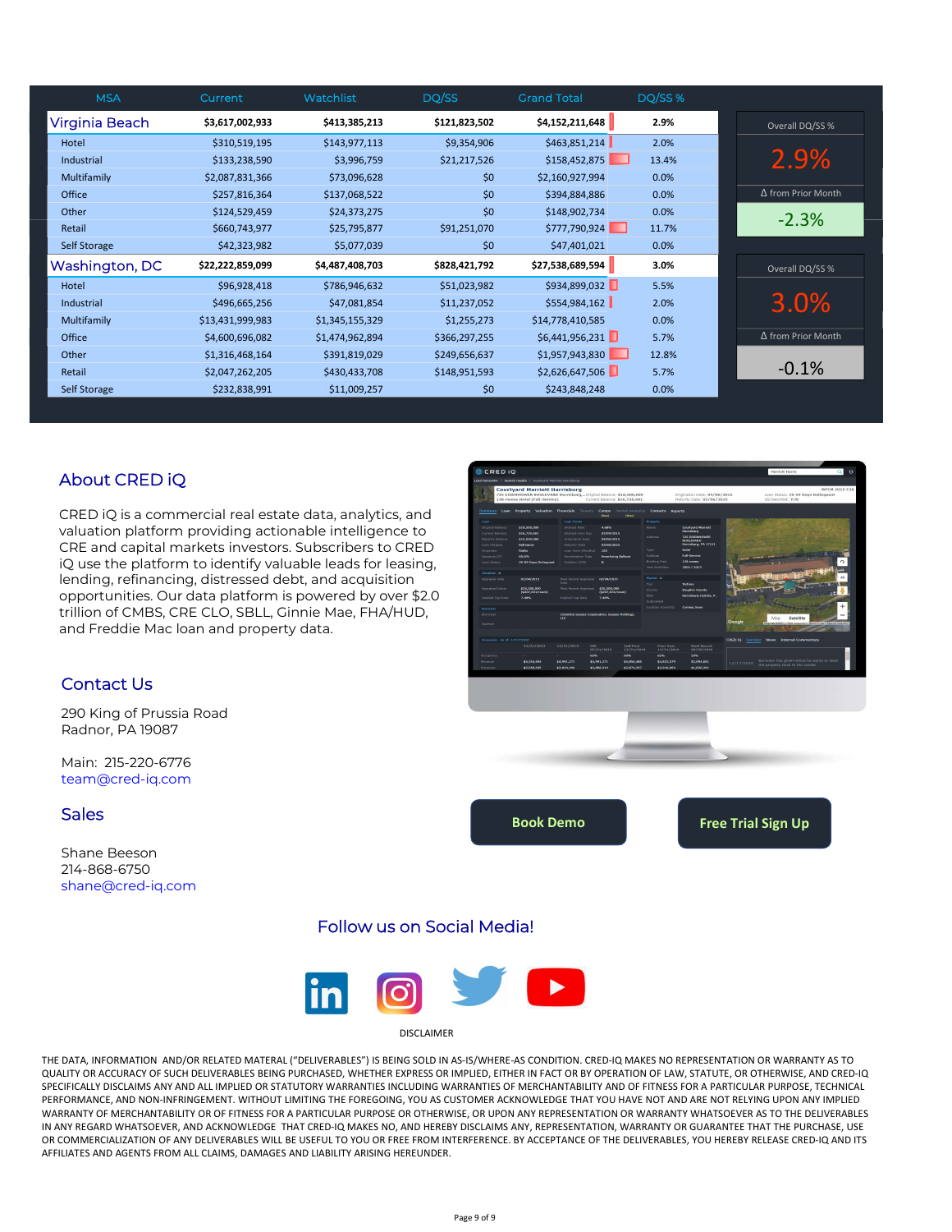| MSA | Current | Watchlist | DQ/SS | Grand Total | DQ/SS % |
|---|---|---|---|---|---|
| **Virginia Beach** | **$3,617,002,933** | **$413,385,213** | **$121,823,502** | **$4,152,211,648** | **2.9%** |
| Hotel | $310,519,195 | $143,977,113 | $9,354,906 | $463,851,214 | 2.0% |
| Industrial | $133,238,590 | $3,996,759 | $21,217,526 | $158,452,875 | 13.4% |
| Multifamily | $2,087,831,366 | $73,096,628 | $0 | $2,160,927,994 | 0.0% |
| Office | $257,816,364 | $137,068,522 | $0 | $394,884,886 | 0.0% |
| Other | $124,529,459 | $24,373,275 | $0 | $148,902,734 | 0.0% |
| Retail | $660,743,977 | $25,795,877 | $91,251,070 | $777,790,924 | 11.7% |
| Self Storage | $42,323,982 | $5,077,039 | $0 | $47,401,021 | 0.0% |
| **Washington, DC** | **$22,222,859,099** | **$4,487,408,703** | **$828,421,792** | **$27,538,689,594** | **3.0%** |
| Hotel | $96,928,418 | $786,946,632 | $51,023,982 | $934,899,032 | 5.5% |
| Industrial | $496,665,256 | $47,081,854 | $11,237,052 | $554,984,162 | 2.0% |
| Multifamily | $13,431,999,983 | $1,345,155,329 | $1,255,273 | $14,778,410,585 | 0.0% |
| Office | $4,600,696,082 | $1,474,962,894 | $366,297,255 | $6,441,956,231 | 5.7% |
| Other | $1,316,468,164 | $391,819,029 | $249,656,637 | $1,957,943,830 | 12.8% |
| Retail | $2,047,262,205 | $430,433,708 | $148,951,593 | $2,626,647,506 | 5.7% |
| Self Storage | $232,838,991 | $11,009,257 | $0 | $243,848,248 | 0.0% |

**Virginia Beach**

Overall DQ/SS %

2.9%

Δ from Prior Month

-2.3%

**Washington, DC**

Overall DQ/SS %

3.0%

Δ from Prior Month

-0.1%

## About CRED iQ

CRED iQ is a commercial real estate data, analytics, and valuation platform providing actionable intelligence to CRE and capital markets investors. Subscribers to CRED iQ use the platform to identify valuable leads for leasing, lending, refinancing, distressed debt, and acquisition opportunities. Our data platform is powered by over $2.0 trillion of CMBS, CRE CLO, SBLL, Ginnie Mae, FHA/HUD, and Freddie Mac loan and property data.

## Contact Us

290 King of Prussia Road
Radnor, PA 19087

Main: 215-220-6776
team@cred-iq.com

## Sales

Shane Beeson
214-868-6750
shane@cred-iq.com

Book Demo

Free Trial Sign Up

### Follow us on Social Media!

DISCLAIMER

THE DATA, INFORMATION AND/OR RELATED MATERAL ("DELIVERABLES") IS BEING SOLD IN AS-IS/WHERE-AS CONDITION. CRED-IQ MAKES NO REPRESENTATION OR WARRANTY AS TO QUALITY OR ACCURACY OF SUCH DELIVERABLES BEING PURCHASED, WHETHER EXPRESS OR IMPLIED, EITHER IN FACT OR BY OPERATION OF LAW, STATUTE, OR OTHERWISE, AND CRED-IQ SPECIFICALLY DISCLAIMS ANY AND ALL IMPLIED OR STATUTORY WARRANTIES INCLUDING WARRANTIES OF MERCHANTABILITY AND OF FITNESS FOR A PARTICULAR PURPOSE, TECHNICAL PERFORMANCE, AND NON-INFRINGEMENT. WITHOUT LIMITING THE FOREGOING, YOU AS CUSTOMER ACKNOWLEDGE THAT YOU HAVE NOT AND ARE NOT RELYING UPON ANY IMPLIED WARRANTY OF MERCHANTABILITY OR OF FITNESS FOR A PARTICULAR PURPOSE OR OTHERWISE, OR UPON ANY REPRESENTATION OR WARRANTY WHATSOEVER AS TO THE DELIVERABLES IN ANY REGARD WHATSOEVER, AND ACKNOWLEDGE THAT CRED-IQ MAKES NO, AND HEREBY DISCLAIMS ANY, REPRESENTATION, WARRANTY OR GUARANTEE THAT THE PURCHASE, USE OR COMMERCIALIZATION OF ANY DELIVERABLES WILL BE USEFUL TO YOU OR FREE FROM INTERFERENCE. BY ACCEPTANCE OF THE DELIVERABLES, YOU HEREBY RELEASE CRED-IQ AND ITS AFFILIATES AND AGENTS FROM ALL CLAIMS, DAMAGES AND LIABILITY ARISING HEREUNDER.